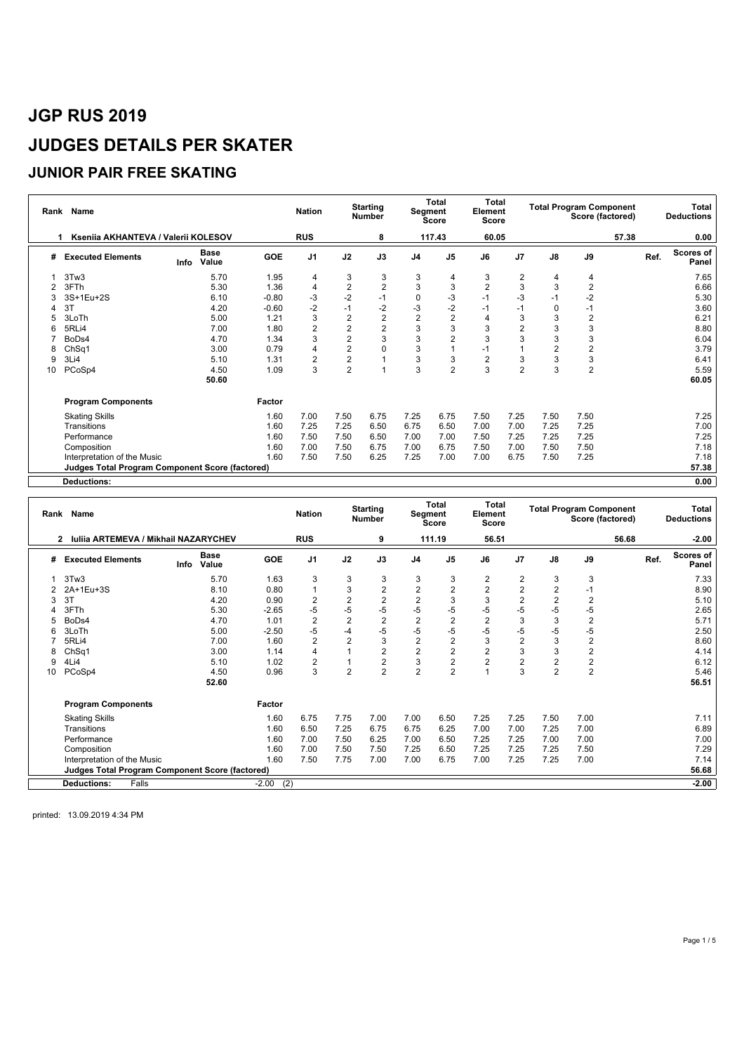# JGP RUS 2019

# JUDGES DETAILS PER SKATER

## JUNIOR PAIR FREE SKATING

| Rank | Name | Nation | Starting Number | Total Segment Score | Total Element Score | Total Program Component Score (factored) | Total Deductions |
|---|---|---|---|---|---|---|---|
| 1 | Kseniia AKHANTEVA / Valerii KOLESOV | RUS | 8 | 117.43 | 60.05 | 57.38 | 0.00 |

| # | Executed Elements | Info | Base Value | GOE | J1 | J2 | J3 | J4 | J5 | J6 | J7 | J8 | J9 | Ref. | Scores of Panel |
|---|---|---|---|---|---|---|---|---|---|---|---|---|---|---|---|
| 1 | 3Tw3 | | 5.70 | 1.95 | 4 | 3 | 3 | 3 | 4 | 3 | 2 | 4 | 4 | | 7.65 |
| 2 | 3FTh | | 5.30 | 1.36 | 4 | 2 | 2 | 3 | 3 | 2 | 3 | 3 | 2 | | 6.66 |
| 3 | 3S+1Eu+2S | | 6.10 | -0.80 | -3 | -2 | -1 | 0 | -3 | -1 | -3 | -1 | -2 | | 5.30 |
| 4 | 3T | | 4.20 | -0.60 | -2 | -1 | -2 | -3 | -2 | -1 | -1 | 0 | -1 | | 3.60 |
| 5 | 3LoTh | | 5.00 | 1.21 | 3 | 2 | 2 | 2 | 2 | 4 | 3 | 3 | 2 | | 6.21 |
| 6 | 5RLi4 | | 7.00 | 1.80 | 2 | 2 | 2 | 3 | 3 | 3 | 2 | 3 | 3 | | 8.80 |
| 7 | BoDs4 | | 4.70 | 1.34 | 3 | 2 | 3 | 3 | 2 | 3 | 3 | 3 | 3 | | 6.04 |
| 8 | ChSq1 | | 3.00 | 0.79 | 4 | 2 | 0 | 3 | 1 | -1 | 1 | 2 | 2 | | 3.79 |
| 9 | 3Li4 | | 5.10 | 1.31 | 2 | 2 | 1 | 3 | 3 | 2 | 3 | 3 | 3 | | 6.41 |
| 10 | PCoSp4 | | 4.50 | 1.09 | 3 | 2 | 1 | 3 | 2 | 3 | 2 | 3 | 2 | | 5.59 |
| | | | 50.60 | | | | | | | | | | | | 60.05 |

| Program Components | Factor | J1 | J2 | J3 | J4 | J5 | J6 | J7 | J8 | J9 | Scores of Panel |
|---|---|---|---|---|---|---|---|---|---|---|---|
| Skating Skills | 1.60 | 7.00 | 7.50 | 6.75 | 7.25 | 6.75 | 7.50 | 7.25 | 7.50 | 7.50 | 7.25 |
| Transitions | 1.60 | 7.25 | 7.25 | 6.50 | 6.75 | 6.50 | 7.00 | 7.00 | 7.25 | 7.25 | 7.00 |
| Performance | 1.60 | 7.50 | 7.50 | 6.50 | 7.00 | 7.00 | 7.50 | 7.25 | 7.25 | 7.25 | 7.25 |
| Composition | 1.60 | 7.00 | 7.50 | 6.75 | 7.00 | 6.75 | 7.50 | 7.00 | 7.50 | 7.50 | 7.18 |
| Interpretation of the Music | 1.60 | 7.50 | 7.50 | 6.25 | 7.25 | 7.00 | 7.00 | 6.75 | 7.50 | 7.25 | 7.18 |
| Judges Total Program Component Score (factored) | | | | | | | | | | | 57.38 |

**Deductions:** 0.00

| Rank | Name | Nation | Starting Number | Total Segment Score | Total Element Score | Total Program Component Score (factored) | Total Deductions |
|---|---|---|---|---|---|---|---|
| 2 | Iuliia ARTEMEVA / Mikhail NAZARYCHEV | RUS | 9 | 111.19 | 56.51 | 56.68 | -2.00 |

| # | Executed Elements | Info | Base Value | GOE | J1 | J2 | J3 | J4 | J5 | J6 | J7 | J8 | J9 | Ref. | Scores of Panel |
|---|---|---|---|---|---|---|---|---|---|---|---|---|---|---|---|
| 1 | 3Tw3 | | 5.70 | 1.63 | 3 | 3 | 3 | 3 | 3 | 2 | 2 | 3 | 3 | | 7.33 |
| 2 | 2A+1Eu+3S | | 8.10 | 0.80 | 1 | 3 | 2 | 2 | 2 | 2 | 2 | 2 | -1 | | 8.90 |
| 3 | 3T | | 4.20 | 0.90 | 2 | 2 | 2 | 2 | 3 | 3 | 2 | 2 | 2 | | 5.10 |
| 4 | 3FTh | | 5.30 | -2.65 | -5 | -5 | -5 | -5 | -5 | -5 | -5 | -5 | -5 | | 2.65 |
| 5 | BoDs4 | | 4.70 | 1.01 | 2 | 2 | 2 | 2 | 2 | 2 | 3 | 3 | 2 | | 5.71 |
| 6 | 3LoTh | | 5.00 | -2.50 | -5 | -4 | -5 | -5 | -5 | -5 | -5 | -5 | -5 | | 2.50 |
| 7 | 5RLi4 | | 7.00 | 1.60 | 2 | 2 | 3 | 2 | 2 | 3 | 2 | 3 | 2 | | 8.60 |
| 8 | ChSq1 | | 3.00 | 1.14 | 4 | 1 | 2 | 2 | 2 | 2 | 3 | 3 | 2 | | 4.14 |
| 9 | 4Li4 | | 5.10 | 1.02 | 2 | 1 | 2 | 3 | 2 | 2 | 2 | 2 | 2 | | 6.12 |
| 10 | PCoSp4 | | 4.50 | 0.96 | 3 | 2 | 2 | 2 | 2 | 1 | 3 | 2 | 2 | | 5.46 |
| | | | 52.60 | | | | | | | | | | | | 56.51 |

| Program Components | Factor | J1 | J2 | J3 | J4 | J5 | J6 | J7 | J8 | J9 | Scores of Panel |
|---|---|---|---|---|---|---|---|---|---|---|---|
| Skating Skills | 1.60 | 6.75 | 7.75 | 7.00 | 7.00 | 6.50 | 7.25 | 7.25 | 7.50 | 7.00 | 7.11 |
| Transitions | 1.60 | 6.50 | 7.25 | 6.75 | 6.75 | 6.25 | 7.00 | 7.00 | 7.25 | 7.00 | 6.89 |
| Performance | 1.60 | 7.00 | 7.50 | 6.25 | 7.00 | 6.50 | 7.25 | 7.25 | 7.00 | 7.00 | 7.00 |
| Composition | 1.60 | 7.00 | 7.50 | 7.50 | 7.25 | 6.50 | 7.25 | 7.25 | 7.25 | 7.50 | 7.29 |
| Interpretation of the Music | 1.60 | 7.50 | 7.75 | 7.00 | 7.00 | 6.75 | 7.00 | 7.25 | 7.25 | 7.00 | 7.14 |
| Judges Total Program Component Score (factored) | | | | | | | | | | | 56.68 |

**Deductions:** Falls -2.00 (2) — -2.00

printed: 13.09.2019 4:34 PM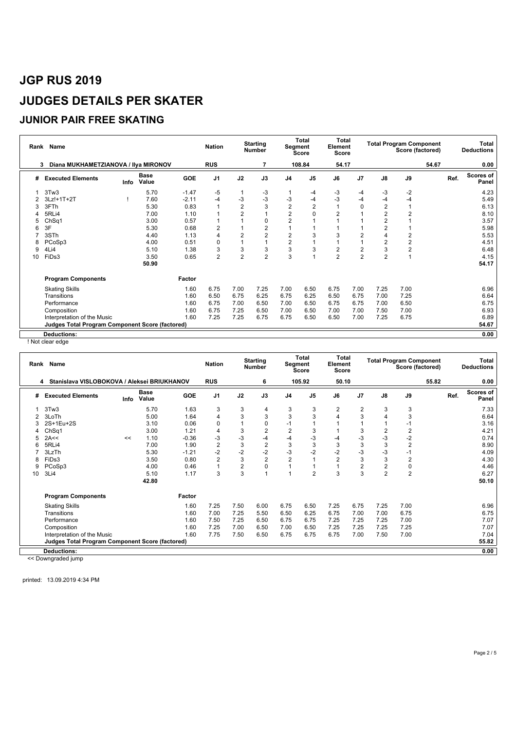# JGP RUS 2019

# JUDGES DETAILS PER SKATER

## JUNIOR PAIR FREE SKATING

| Rank | Name | Nation | Starting Number | Total Segment Score | Total Element Score | Total Program Component Score (factored) | Total Deductions |
|---|---|---|---|---|---|---|---|
| 3 | Diana MUKHAMETZIANOVA / Ilya MIRONOV | RUS | 7 | 108.84 | 54.17 | 54.67 | 0.00 |

| # | Executed Elements | Info | Base Value | GOE | J1 | J2 | J3 | J4 | J5 | J6 | J7 | J8 | J9 | Ref. | Scores of Panel |
|---|---|---|---|---|---|---|---|---|---|---|---|---|---|---|---|
| 1 | 3Tw3 | | 5.70 | -1.47 | -5 | 1 | -3 | 1 | -4 | -3 | -4 | -3 | -2 | | 4.23 |
| 2 | 3Lz!+1T+2T | ! | 7.60 | -2.11 | -4 | -3 | -3 | -3 | -4 | -3 | -4 | -4 | -4 | | 5.49 |
| 3 | 3FTh | | 5.30 | 0.83 | 1 | 2 | 3 | 2 | 2 | 1 | 0 | 2 | 1 | | 6.13 |
| 4 | 5RLi4 | | 7.00 | 1.10 | 1 | 2 | 1 | 2 | 0 | 2 | 1 | 2 | 2 | | 8.10 |
| 5 | ChSq1 | | 3.00 | 0.57 | 1 | 1 | 0 | 2 | 1 | 1 | 1 | 2 | 1 | | 3.57 |
| 6 | 3F | | 5.30 | 0.68 | 2 | 1 | 2 | 1 | 1 | 1 | 1 | 2 | 1 | | 5.98 |
| 7 | 3STh | | 4.40 | 1.13 | 4 | 2 | 2 | 2 | 3 | 3 | 2 | 4 | 2 | | 5.53 |
| 8 | PCoSp3 | | 4.00 | 0.51 | 0 | 1 | 1 | 2 | 1 | 1 | 1 | 2 | 2 | | 4.51 |
| 9 | 4Li4 | | 5.10 | 1.38 | 3 | 3 | 3 | 3 | 3 | 2 | 2 | 3 | 2 | | 6.48 |
| 10 | FiDs3 | | 3.50 | 0.65 | 2 | 2 | 2 | 3 | 1 | 2 | 2 | 2 | 1 | | 4.15 |
| | | | 50.90 | | | | | | | | | | | | 54.17 |

| Program Components | Factor | J1 | J2 | J3 | J4 | J5 | J6 | J7 | J8 | J9 | Scores of Panel |
|---|---|---|---|---|---|---|---|---|---|---|---|
| Skating Skills | 1.60 | 6.75 | 7.00 | 7.25 | 7.00 | 6.50 | 6.75 | 7.00 | 7.25 | 7.00 | 6.96 |
| Transitions | 1.60 | 6.50 | 6.75 | 6.25 | 6.75 | 6.25 | 6.50 | 6.75 | 7.00 | 7.25 | 6.64 |
| Performance | 1.60 | 6.75 | 7.00 | 6.50 | 7.00 | 6.50 | 6.75 | 6.75 | 7.00 | 6.50 | 6.75 |
| Composition | 1.60 | 6.75 | 7.25 | 6.50 | 7.00 | 6.50 | 7.00 | 7.00 | 7.50 | 7.00 | 6.93 |
| Interpretation of the Music | 1.60 | 7.25 | 7.25 | 6.75 | 6.75 | 6.50 | 6.50 | 7.00 | 7.25 | 6.75 | 6.89 |
| Judges Total Program Component Score (factored) | | | | | | | | | | | 54.67 |
| Deductions: | | | | | | | | | | | 0.00 |

! Not clear edge

| Rank | Name | Nation | Starting Number | Total Segment Score | Total Element Score | Total Program Component Score (factored) | Total Deductions |
|---|---|---|---|---|---|---|---|
| 4 | Stanislava VISLOBOKOVA / Aleksei BRIUKHANOV | RUS | 6 | 105.92 | 50.10 | 55.82 | 0.00 |

| # | Executed Elements | Info | Base Value | GOE | J1 | J2 | J3 | J4 | J5 | J6 | J7 | J8 | J9 | Ref. | Scores of Panel |
|---|---|---|---|---|---|---|---|---|---|---|---|---|---|---|---|
| 1 | 3Tw3 | | 5.70 | 1.63 | 3 | 3 | 4 | 3 | 3 | 2 | 2 | 3 | 3 | | 7.33 |
| 2 | 3LoTh | | 5.00 | 1.64 | 4 | 3 | 3 | 3 | 3 | 4 | 3 | 4 | 3 | | 6.64 |
| 3 | 2S+1Eu+2S | | 3.10 | 0.06 | 0 | 1 | 0 | -1 | 1 | 1 | 1 | 1 | -1 | | 3.16 |
| 4 | ChSq1 | | 3.00 | 1.21 | 4 | 3 | 2 | 2 | 3 | 1 | 3 | 2 | 2 | | 4.21 |
| 5 | 2A<< | << | 1.10 | -0.36 | -3 | -3 | -4 | -4 | -3 | -4 | -3 | -3 | -2 | | 0.74 |
| 6 | 5RLi4 | | 7.00 | 1.90 | 2 | 3 | 2 | 3 | 3 | 3 | 3 | 3 | 2 | | 8.90 |
| 7 | 3LzTh | | 5.30 | -1.21 | -2 | -2 | -2 | -3 | -2 | -2 | -3 | -3 | -1 | | 4.09 |
| 8 | FiDs3 | | 3.50 | 0.80 | 2 | 3 | 2 | 2 | 1 | 2 | 3 | 3 | 2 | | 4.30 |
| 9 | PCoSp3 | | 4.00 | 0.46 | 1 | 2 | 0 | 1 | 1 | 1 | 2 | 2 | 0 | | 4.46 |
| 10 | 3Li4 | | 5.10 | 1.17 | 3 | 3 | 1 | 1 | 2 | 3 | 3 | 2 | 2 | | 6.27 |
| | | | 42.80 | | | | | | | | | | | | 50.10 |

| Program Components | Factor | J1 | J2 | J3 | J4 | J5 | J6 | J7 | J8 | J9 | Scores of Panel |
|---|---|---|---|---|---|---|---|---|---|---|---|
| Skating Skills | 1.60 | 7.25 | 7.50 | 6.00 | 6.75 | 6.50 | 7.25 | 6.75 | 7.25 | 7.00 | 6.96 |
| Transitions | 1.60 | 7.00 | 7.25 | 5.50 | 6.50 | 6.25 | 6.75 | 7.00 | 7.00 | 6.75 | 6.75 |
| Performance | 1.60 | 7.50 | 7.25 | 6.50 | 6.75 | 6.75 | 7.25 | 7.25 | 7.25 | 7.00 | 7.07 |
| Composition | 1.60 | 7.25 | 7.00 | 6.50 | 7.00 | 6.50 | 7.25 | 7.25 | 7.25 | 7.25 | 7.07 |
| Interpretation of the Music | 1.60 | 7.75 | 7.50 | 6.50 | 6.75 | 6.75 | 6.75 | 7.00 | 7.50 | 7.00 | 7.04 |
| Judges Total Program Component Score (factored) | | | | | | | | | | | 55.82 |
| Deductions: | | | | | | | | | | | 0.00 |

<< Downgraded jump

printed: 13.09.2019 4:34 PM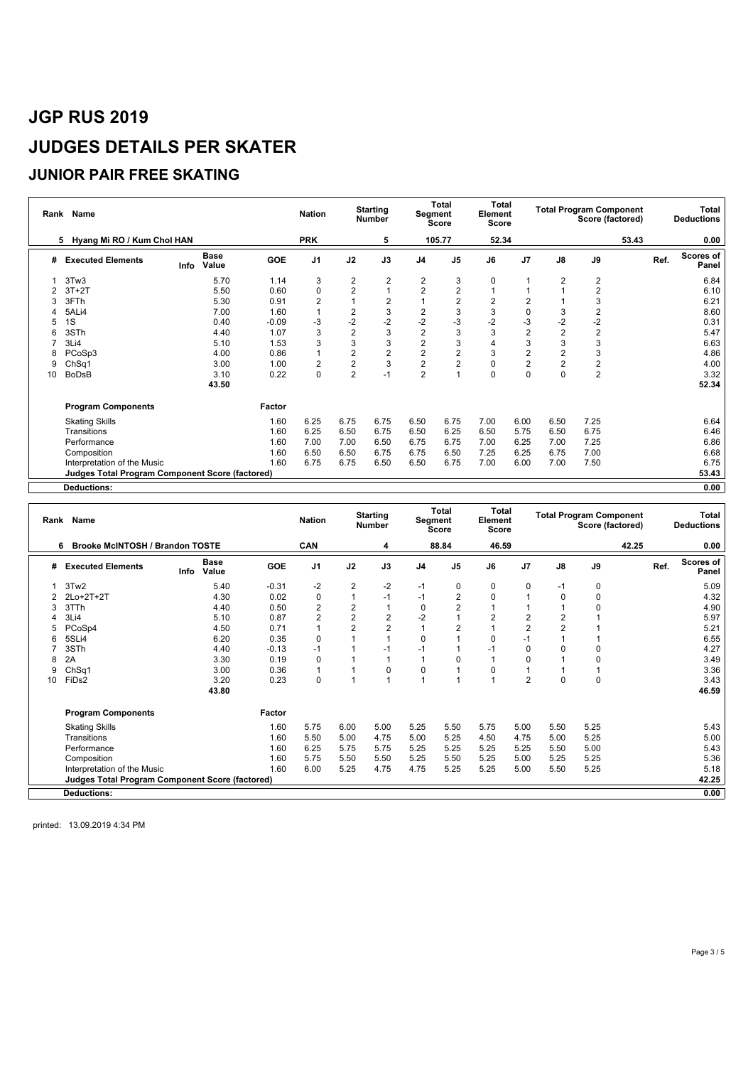# JGP RUS 2019

# JUDGES DETAILS PER SKATER

## JUNIOR PAIR FREE SKATING

| Rank | Name | Nation | Starting Number | Total Segment Score | Total Element Score | Total Program Component Score (factored) | Total Deductions |
|---|---|---|---|---|---|---|---|
| 5 | Hyang Mi RO / Kum Chol HAN | PRK | 5 | 105.77 | 52.34 | 53.43 | 0.00 |

| # | Executed Elements | Info | Base Value | GOE | J1 | J2 | J3 | J4 | J5 | J6 | J7 | J8 | J9 | Ref. | Scores of Panel |
|---|---|---|---|---|---|---|---|---|---|---|---|---|---|---|---|
| 1 | 3Tw3 | | 5.70 | 1.14 | 3 | 2 | 2 | 2 | 3 | 0 | 1 | 2 | 2 | | 6.84 |
| 2 | 3T+2T | | 5.50 | 0.60 | 0 | 2 | 1 | 2 | 2 | 1 | 1 | 1 | 2 | | 6.10 |
| 3 | 3FTh | | 5.30 | 0.91 | 2 | 1 | 2 | 1 | 2 | 2 | 2 | 1 | 3 | | 6.21 |
| 4 | 5ALi4 | | 7.00 | 1.60 | 1 | 2 | 3 | 2 | 3 | 3 | 0 | 3 | 2 | | 8.60 |
| 5 | 1S | | 0.40 | -0.09 | -3 | -2 | -2 | -2 | -3 | -2 | -3 | -2 | -2 | | 0.31 |
| 6 | 3STh | | 4.40 | 1.07 | 3 | 2 | 3 | 2 | 3 | 3 | 2 | 2 | 2 | | 5.47 |
| 7 | 3Li4 | | 5.10 | 1.53 | 3 | 3 | 3 | 2 | 3 | 4 | 3 | 3 | 3 | | 6.63 |
| 8 | PCoSp3 | | 4.00 | 0.86 | 1 | 2 | 2 | 2 | 2 | 3 | 2 | 2 | 3 | | 4.86 |
| 9 | ChSq1 | | 3.00 | 1.00 | 2 | 2 | 3 | 2 | 2 | 0 | 2 | 2 | 2 | | 4.00 |
| 10 | BoDsB | | 3.10 | 0.22 | 0 | 2 | -1 | 2 | 1 | 0 | 0 | 0 | 2 | | 3.32 |
| | | | 43.50 | | | | | | | | | | | | 52.34 |

| Program Components | Factor | J1 | J2 | J3 | J4 | J5 | J6 | J7 | J8 | J9 | Scores of Panel |
|---|---|---|---|---|---|---|---|---|---|---|---|
| Skating Skills | 1.60 | 6.25 | 6.75 | 6.75 | 6.50 | 6.75 | 7.00 | 6.00 | 6.50 | 7.25 | 6.64 |
| Transitions | 1.60 | 6.25 | 6.50 | 6.75 | 6.50 | 6.25 | 6.50 | 5.75 | 6.50 | 6.75 | 6.46 |
| Performance | 1.60 | 7.00 | 7.00 | 6.50 | 6.75 | 6.75 | 7.00 | 6.25 | 7.00 | 7.25 | 6.86 |
| Composition | 1.60 | 6.50 | 6.50 | 6.75 | 6.75 | 6.50 | 7.25 | 6.25 | 6.75 | 7.00 | 6.68 |
| Interpretation of the Music | 1.60 | 6.75 | 6.75 | 6.50 | 6.50 | 6.75 | 7.00 | 6.00 | 7.00 | 7.50 | 6.75 |
| **Judges Total Program Component Score (factored)** | | | | | | | | | | | **53.43** |
| **Deductions:** | | | | | | | | | | | **0.00** |

| Rank | Name | Nation | Starting Number | Total Segment Score | Total Element Score | Total Program Component Score (factored) | Total Deductions |
|---|---|---|---|---|---|---|---|
| 6 | Brooke McINTOSH / Brandon TOSTE | CAN | 4 | 88.84 | 46.59 | 42.25 | 0.00 |

| # | Executed Elements | Info | Base Value | GOE | J1 | J2 | J3 | J4 | J5 | J6 | J7 | J8 | J9 | Ref. | Scores of Panel |
|---|---|---|---|---|---|---|---|---|---|---|---|---|---|---|---|
| 1 | 3Tw2 | | 5.40 | -0.31 | -2 | 2 | -2 | -1 | 0 | 0 | 0 | -1 | 0 | | 5.09 |
| 2 | 2Lo+2T+2T | | 4.30 | 0.02 | 0 | 1 | -1 | -1 | 2 | 0 | 1 | 0 | 0 | | 4.32 |
| 3 | 3TTh | | 4.40 | 0.50 | 2 | 2 | 1 | 0 | 2 | 1 | 1 | 1 | 0 | | 4.90 |
| 4 | 3Li4 | | 5.10 | 0.87 | 2 | 2 | 2 | -2 | 1 | 2 | 2 | 2 | 1 | | 5.97 |
| 5 | PCoSp4 | | 4.50 | 0.71 | 1 | 2 | 2 | 1 | 2 | 1 | 2 | 2 | 1 | | 5.21 |
| 6 | 5SLi4 | | 6.20 | 0.35 | 0 | 1 | 1 | 0 | 1 | 0 | -1 | 1 | 1 | | 6.55 |
| 7 | 3STh | | 4.40 | -0.13 | -1 | 1 | -1 | -1 | 1 | -1 | 0 | 0 | 0 | | 4.27 |
| 8 | 2A | | 3.30 | 0.19 | 0 | 1 | 1 | 1 | 0 | 1 | 0 | 1 | 0 | | 3.49 |
| 9 | ChSq1 | | 3.00 | 0.36 | 1 | 1 | 0 | 0 | 1 | 0 | 1 | 1 | 1 | | 3.36 |
| 10 | FiDs2 | | 3.20 | 0.23 | 0 | 1 | 1 | 1 | 1 | 1 | 2 | 0 | 0 | | 3.43 |
| | | | 43.80 | | | | | | | | | | | | 46.59 |

| Program Components | Factor | J1 | J2 | J3 | J4 | J5 | J6 | J7 | J8 | J9 | Scores of Panel |
|---|---|---|---|---|---|---|---|---|---|---|---|
| Skating Skills | 1.60 | 5.75 | 6.00 | 5.00 | 5.25 | 5.50 | 5.75 | 5.00 | 5.50 | 5.25 | 5.43 |
| Transitions | 1.60 | 5.50 | 5.00 | 4.75 | 5.00 | 5.25 | 4.50 | 4.75 | 5.00 | 5.25 | 5.00 |
| Performance | 1.60 | 6.25 | 5.75 | 5.75 | 5.25 | 5.25 | 5.25 | 5.25 | 5.50 | 5.00 | 5.43 |
| Composition | 1.60 | 5.75 | 5.50 | 5.50 | 5.25 | 5.50 | 5.25 | 5.00 | 5.25 | 5.25 | 5.36 |
| Interpretation of the Music | 1.60 | 6.00 | 5.25 | 4.75 | 4.75 | 5.25 | 5.25 | 5.00 | 5.50 | 5.25 | 5.18 |
| **Judges Total Program Component Score (factored)** | | | | | | | | | | | **42.25** |
| **Deductions:** | | | | | | | | | | | **0.00** |

printed: 13.09.2019 4:34 PM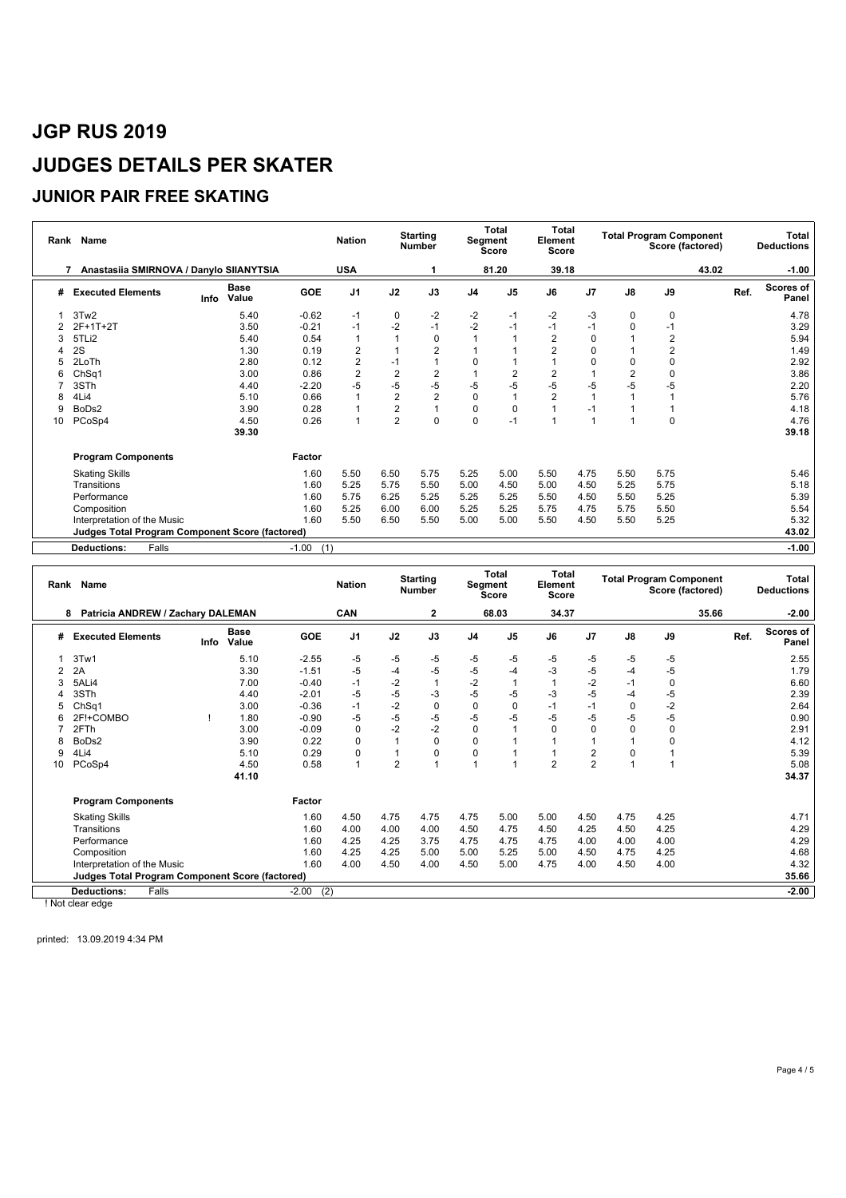# JGP RUS 2019

# JUDGES DETAILS PER SKATER

## JUNIOR PAIR FREE SKATING

| Rank | Name | Nation | Starting Number | Total Segment Score | Total Element Score | Total Program Component Score (factored) | Total Deductions |
|---|---|---|---|---|---|---|---|
| 7 | Anastasiia SMIRNOVA / Danylo SIIANYTSIA | USA | 1 | 81.20 | 39.18 | 43.02 | -1.00 |

| # | Executed Elements | Info | Base Value | GOE | J1 | J2 | J3 | J4 | J5 | J6 | J7 | J8 | J9 | Ref. | Scores of Panel |
|---|---|---|---|---|---|---|---|---|---|---|---|---|---|---|---|
| 1 | 3Tw2 | | 5.40 | -0.62 | -1 | 0 | -2 | -2 | -1 | -2 | -3 | 0 | 0 | | 4.78 |
| 2 | 2F+1T+2T | | 3.50 | -0.21 | -1 | -2 | -1 | -2 | -1 | -1 | -1 | 0 | -1 | | 3.29 |
| 3 | 5TLi2 | | 5.40 | 0.54 | 1 | 1 | 0 | 1 | 1 | 2 | 0 | 1 | 2 | | 5.94 |
| 4 | 2S | | 1.30 | 0.19 | 2 | 1 | 2 | 1 | 1 | 2 | 0 | 1 | 2 | | 1.49 |
| 5 | 2LoTh | | 2.80 | 0.12 | 2 | -1 | 1 | 0 | 1 | 1 | 0 | 0 | 0 | | 2.92 |
| 6 | ChSq1 | | 3.00 | 0.86 | 2 | 2 | 2 | 1 | 2 | 2 | 1 | 2 | 0 | | 3.86 |
| 7 | 3STh | | 4.40 | -2.20 | -5 | -5 | -5 | -5 | -5 | -5 | -5 | -5 | -5 | | 2.20 |
| 8 | 4Li4 | | 5.10 | 0.66 | 1 | 2 | 2 | 0 | 1 | 2 | 1 | 1 | 1 | | 5.76 |
| 9 | BoDs2 | | 3.90 | 0.28 | 1 | 2 | 1 | 0 | 0 | 1 | -1 | 1 | 1 | | 4.18 |
| 10 | PCoSp4 | | 4.50 | 0.26 | 1 | 2 | 0 | 0 | -1 | 1 | 1 | 1 | 0 | | 4.76 |
| | | | 39.30 | | | | | | | | | | | | 39.18 |

| Program Components | Factor | J1 | J2 | J3 | J4 | J5 | J6 | J7 | J8 | J9 | Scores of Panel |
|---|---|---|---|---|---|---|---|---|---|---|---|
| Skating Skills | 1.60 | 5.50 | 6.50 | 5.75 | 5.25 | 5.00 | 5.50 | 4.75 | 5.50 | 5.75 | 5.46 |
| Transitions | 1.60 | 5.25 | 5.75 | 5.50 | 5.00 | 4.50 | 5.00 | 4.50 | 5.25 | 5.75 | 5.18 |
| Performance | 1.60 | 5.75 | 6.25 | 5.25 | 5.25 | 5.25 | 5.50 | 4.50 | 5.50 | 5.25 | 5.39 |
| Composition | 1.60 | 5.25 | 6.00 | 6.00 | 5.25 | 5.25 | 5.75 | 4.75 | 5.75 | 5.50 | 5.54 |
| Interpretation of the Music | 1.60 | 5.50 | 6.50 | 5.50 | 5.00 | 5.00 | 5.50 | 4.50 | 5.50 | 5.25 | 5.32 |
| **Judges Total Program Component Score (factored)** | | | | | | | | | | | 43.02 |
| **Deductions:** Falls | -1.00 (1) | | | | | | | | | | -1.00 |

| Rank | Name | Nation | Starting Number | Total Segment Score | Total Element Score | Total Program Component Score (factored) | Total Deductions |
|---|---|---|---|---|---|---|---|
| 8 | Patricia ANDREW / Zachary DALEMAN | CAN | 2 | 68.03 | 34.37 | 35.66 | -2.00 |

| # | Executed Elements | Info | Base Value | GOE | J1 | J2 | J3 | J4 | J5 | J6 | J7 | J8 | J9 | Ref. | Scores of Panel |
|---|---|---|---|---|---|---|---|---|---|---|---|---|---|---|---|
| 1 | 3Tw1 | | 5.10 | -2.55 | -5 | -5 | -5 | -5 | -5 | -5 | -5 | -5 | -5 | | 2.55 |
| 2 | 2A | | 3.30 | -1.51 | -5 | -4 | -5 | -5 | -4 | -3 | -5 | -4 | -5 | | 1.79 |
| 3 | 5ALi4 | | 7.00 | -0.40 | -1 | -2 | 1 | -2 | 1 | 1 | -2 | -1 | 0 | | 6.60 |
| 4 | 3STh | | 4.40 | -2.01 | -5 | -5 | -3 | -5 | -5 | -3 | -5 | -4 | -5 | | 2.39 |
| 5 | ChSq1 | | 3.00 | -0.36 | -1 | -2 | 0 | 0 | 0 | -1 | -1 | 0 | -2 | | 2.64 |
| 6 | 2F!+COMBO | ! | 1.80 | -0.90 | -5 | -5 | -5 | -5 | -5 | -5 | -5 | -5 | -5 | | 0.90 |
| 7 | 2FTh | | 3.00 | -0.09 | 0 | -2 | -2 | 0 | 1 | 0 | 0 | 0 | 0 | | 2.91 |
| 8 | BoDs2 | | 3.90 | 0.22 | 0 | 1 | 0 | 0 | 1 | 1 | 1 | 1 | 0 | | 4.12 |
| 9 | 4Li4 | | 5.10 | 0.29 | 0 | 1 | 0 | 0 | 1 | 1 | 2 | 0 | 1 | | 5.39 |
| 10 | PCoSp4 | | 4.50 | 0.58 | 1 | 2 | 1 | 1 | 1 | 2 | 2 | 1 | 1 | | 5.08 |
| | | | 41.10 | | | | | | | | | | | | 34.37 |

| Program Components | Factor | J1 | J2 | J3 | J4 | J5 | J6 | J7 | J8 | J9 | Scores of Panel |
|---|---|---|---|---|---|---|---|---|---|---|---|
| Skating Skills | 1.60 | 4.50 | 4.75 | 4.75 | 4.75 | 5.00 | 5.00 | 4.50 | 4.75 | 4.25 | 4.71 |
| Transitions | 1.60 | 4.00 | 4.00 | 4.00 | 4.50 | 4.75 | 4.50 | 4.25 | 4.50 | 4.25 | 4.29 |
| Performance | 1.60 | 4.25 | 4.25 | 3.75 | 4.75 | 4.75 | 4.75 | 4.00 | 4.00 | 4.00 | 4.29 |
| Composition | 1.60 | 4.25 | 4.25 | 5.00 | 5.00 | 5.25 | 5.00 | 4.50 | 4.75 | 4.25 | 4.68 |
| Interpretation of the Music | 1.60 | 4.00 | 4.50 | 4.00 | 4.50 | 5.00 | 4.75 | 4.00 | 4.50 | 4.00 | 4.32 |
| **Judges Total Program Component Score (factored)** | | | | | | | | | | | 35.66 |
| **Deductions:** Falls | -2.00 (2) | | | | | | | | | | -2.00 |

! Not clear edge

printed: 13.09.2019 4:34 PM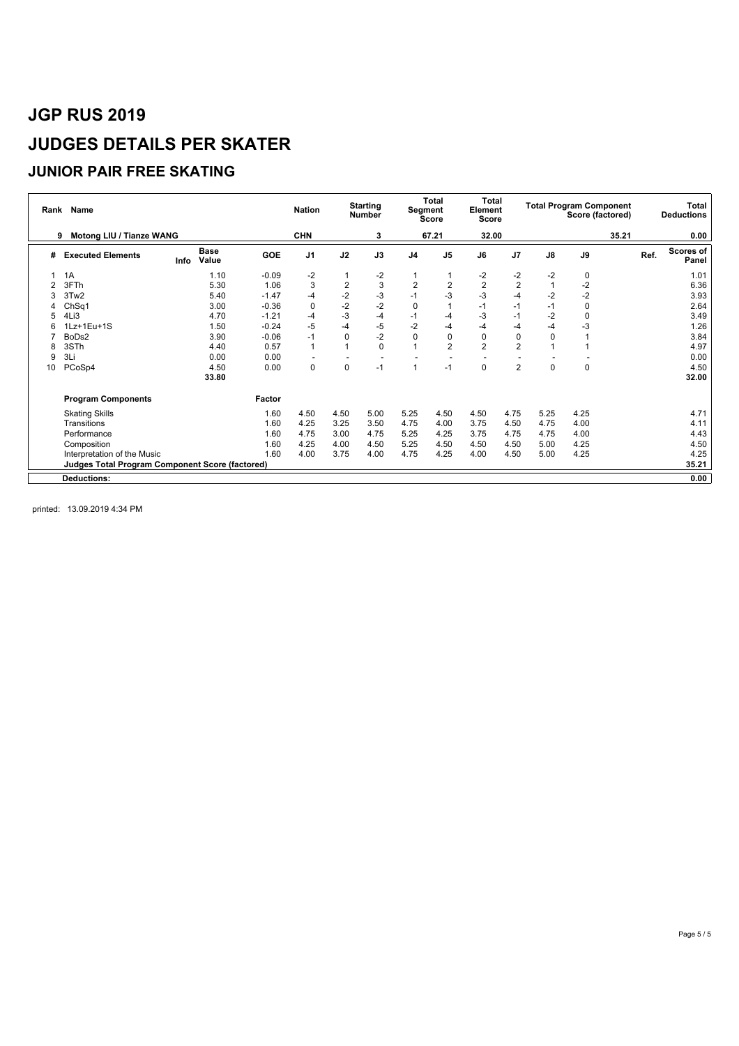# JGP RUS 2019

# JUDGES DETAILS PER SKATER

## JUNIOR PAIR FREE SKATING

| Rank | Name | Nation | Starting Number | Total Segment Score | Total Element Score | Total Program Component Score (factored) | Total Deductions |
|---|---|---|---|---|---|---|---|
| 9 | Motong LIU / Tianze WANG | CHN | 3 | 67.21 | 32.00 | 35.21 | 0.00 |

| # | Executed Elements | Info | Base Value | GOE | J1 | J2 | J3 | J4 | J5 | J6 | J7 | J8 | J9 | Ref. | Scores of Panel |
|---|---|---|---|---|---|---|---|---|---|---|---|---|---|---|---|
| 1 | 1A | | 1.10 | -0.09 | -2 | 1 | -2 | 1 | 1 | -2 | -2 | -2 | 0 | | 1.01 |
| 2 | 3FTh | | 5.30 | 1.06 | 3 | 2 | 3 | 2 | 2 | 2 | 2 | 1 | -2 | | 6.36 |
| 3 | 3Tw2 | | 5.40 | -1.47 | -4 | -2 | -3 | -1 | -3 | -3 | -4 | -2 | -2 | | 3.93 |
| 4 | ChSq1 | | 3.00 | -0.36 | 0 | -2 | -2 | 0 | 1 | -1 | -1 | -1 | 0 | | 2.64 |
| 5 | 4Li3 | | 4.70 | -1.21 | -4 | -3 | -4 | -1 | -4 | -3 | -1 | -2 | 0 | | 3.49 |
| 6 | 1Lz+1Eu+1S | | 1.50 | -0.24 | -5 | -4 | -5 | -2 | -4 | -4 | -4 | -4 | -3 | | 1.26 |
| 7 | BoDs2 | | 3.90 | -0.06 | -1 | 0 | -2 | 0 | 0 | 0 | 0 | 0 | 1 | | 3.84 |
| 8 | 3STh | | 4.40 | 0.57 | 1 | 1 | 0 | 1 | 2 | 2 | 2 | 1 | 1 | | 4.97 |
| 9 | 3Li | | 0.00 | 0.00 | - | - | - | - | - | - | - | - | - | | 0.00 |
| 10 | PCoSp4 | | 4.50 | 0.00 | 0 | 0 | -1 | 1 | -1 | 0 | 2 | 0 | 0 | | 4.50 |
| | | | 33.80 | | | | | | | | | | | | 32.00 |

| Program Components | Factor | J1 | J2 | J3 | J4 | J5 | J6 | J7 | J8 | J9 | Ref. | Scores of Panel |
|---|---|---|---|---|---|---|---|---|---|---|---|---|
| Skating Skills | 1.60 | 4.50 | 4.50 | 5.00 | 5.25 | 4.50 | 4.50 | 4.75 | 5.25 | 4.25 | | 4.71 |
| Transitions | 1.60 | 4.25 | 3.25 | 3.50 | 4.75 | 4.00 | 3.75 | 4.50 | 4.75 | 4.00 | | 4.11 |
| Performance | 1.60 | 4.75 | 3.00 | 4.75 | 5.25 | 4.25 | 3.75 | 4.75 | 4.75 | 4.00 | | 4.43 |
| Composition | 1.60 | 4.25 | 4.00 | 4.50 | 5.25 | 4.50 | 4.50 | 4.50 | 5.00 | 4.25 | | 4.50 |
| Interpretation of the Music | 1.60 | 4.00 | 3.75 | 4.00 | 4.75 | 4.25 | 4.00 | 4.50 | 5.00 | 4.25 | | 4.25 |
| **Judges Total Program Component Score (factored)** | | | | | | | | | | | | **35.21** |
| **Deductions:** | | | | | | | | | | | | **0.00** |

printed: 13.09.2019 4:34 PM